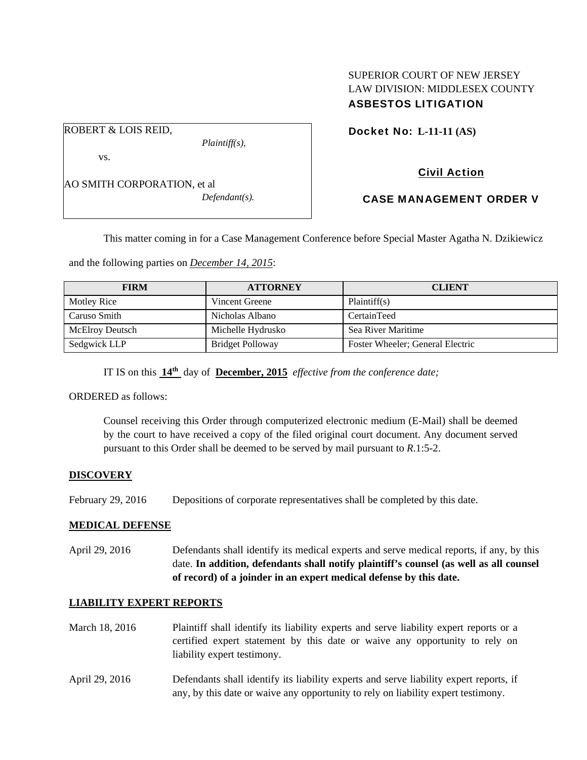SUPERIOR COURT OF NEW JERSEY
LAW DIVISION: MIDDLESEX COUNTY
**ASBESTOS LITIGATION**

ROBERT & LOIS REID,
*Plaintiff(s),*

vs.

AO SMITH CORPORATION, et al
*Defendant(s).*

**Docket No: L-11-11 (AS)**

**Civil Action**

**CASE MANAGEMENT ORDER V**

This matter coming in for a Case Management Conference before Special Master Agatha N. Dzikiewicz and the following parties on *December 14, 2015*:

| FIRM | ATTORNEY | CLIENT |
|---|---|---|
| Motley Rice | Vincent Greene | Plaintiff(s) |
| Caruso Smith | Nicholas Albano | CertainTeed |
| McElroy Deutsch | Michelle Hydrusko | Sea River Maritime |
| Sedgwick LLP | Bridget Polloway | Foster Wheeler; General Electric |

IT IS on this **14th** day of **December, 2015** *effective from the conference date;*

ORDERED as follows:

Counsel receiving this Order through computerized electronic medium (E-Mail) shall be deemed by the court to have received a copy of the filed original court document. Any document served pursuant to this Order shall be deemed to be served by mail pursuant to *R*.1:5-2.

## DISCOVERY

February 29, 2016 — Depositions of corporate representatives shall be completed by this date.

## MEDICAL DEFENSE

April 29, 2016 — Defendants shall identify its medical experts and serve medical reports, if any, by this date. **In addition, defendants shall notify plaintiff's counsel (as well as all counsel of record) of a joinder in an expert medical defense by this date.**

## LIABILITY EXPERT REPORTS

March 18, 2016 — Plaintiff shall identify its liability experts and serve liability expert reports or a certified expert statement by this date or waive any opportunity to rely on liability expert testimony.

April 29, 2016 — Defendants shall identify its liability experts and serve liability expert reports, if any, by this date or waive any opportunity to rely on liability expert testimony.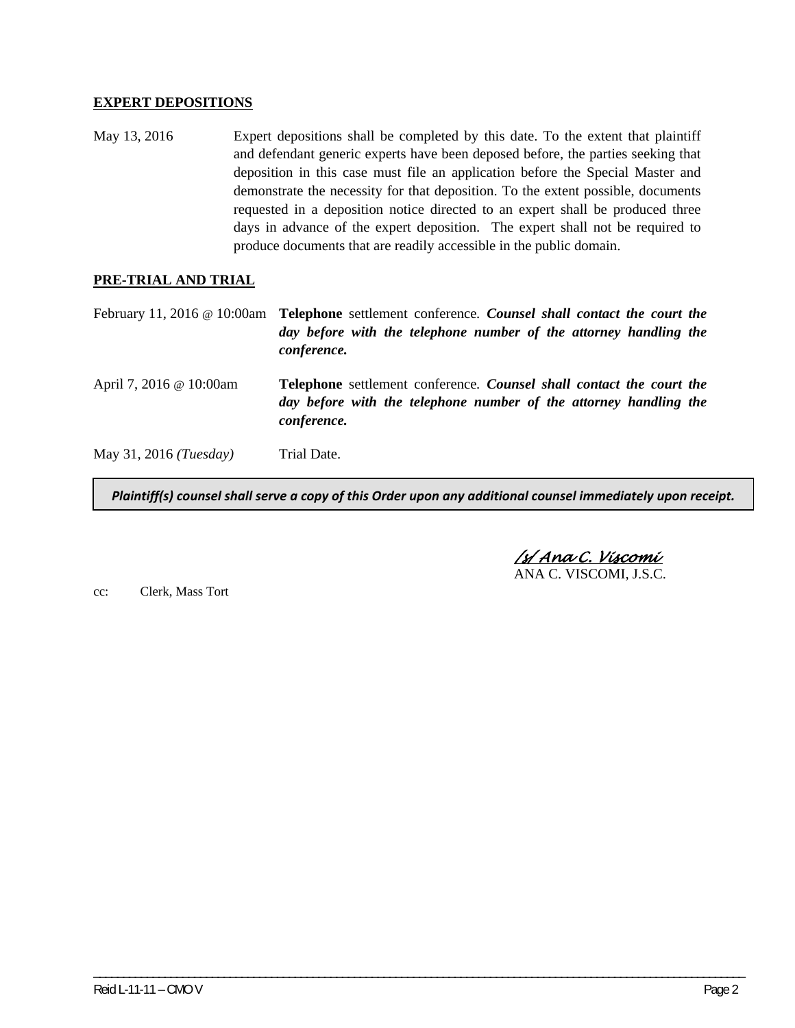**EXPERT DEPOSITIONS**

| | |
|---|---|
| May 13, 2016 | Expert depositions shall be completed by this date. To the extent that plaintiff and defendant generic experts have been deposed before, the parties seeking that deposition in this case must file an application before the Special Master and demonstrate the necessity for that deposition. To the extent possible, documents requested in a deposition notice directed to an expert shall be produced three days in advance of the expert deposition. The expert shall not be required to produce documents that are readily accessible in the public domain. |

**PRE-TRIAL AND TRIAL**

| | |
|---|---|
| February 11, 2016 @ 10:00am | **Telephone** settlement conference. ***Counsel shall contact the court the day before with the telephone number of the attorney handling the conference.*** |
| April 7, 2016 @ 10:00am | **Telephone** settlement conference. ***Counsel shall contact the court the day before with the telephone number of the attorney handling the conference.*** |
| May 31, 2016 *(Tuesday)* | Trial Date. |

***Plaintiff(s) counsel shall serve a copy of this Order upon any additional counsel immediately upon receipt.***

*/s/ Ana C. Viscomi*
ANA C. VISCOMI, J.S.C.

cc: Clerk, Mass Tort